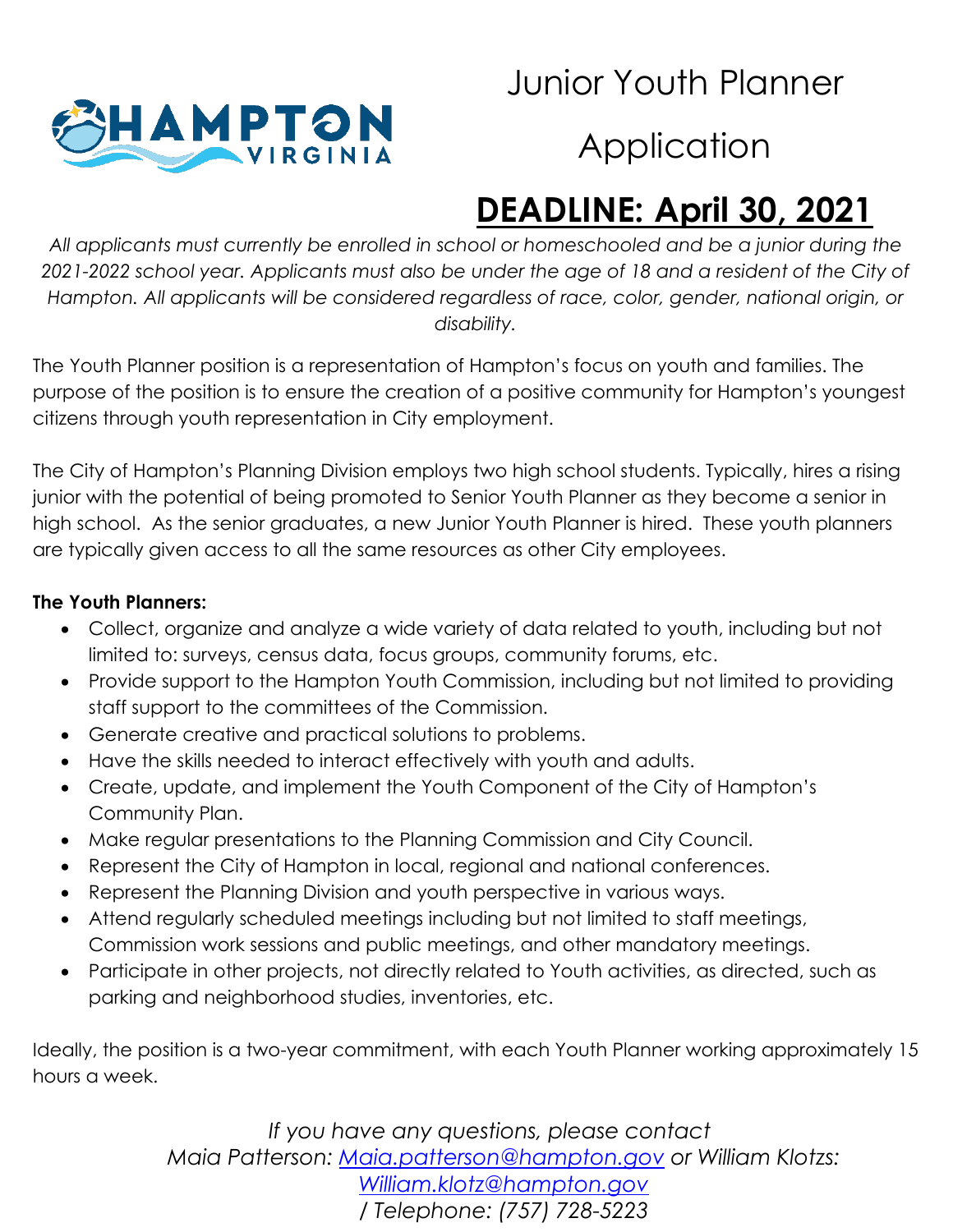# Junior Youth Planner Application

## DEADLINE: April 30, 2021

*All applicants must currently be enrolled in school or homeschooled and be a junior during the 2021-2022 school year. Applicants must also be under the age of 18 and a resident of the City of Hampton. All applicants will be considered regardless of race, color, gender, national origin, or disability.*

The Youth Planner position is a representation of Hampton's focus on youth and families. The purpose of the position is to ensure the creation of a positive community for Hampton's youngest citizens through youth representation in City employment.

The City of Hampton's Planning Division employs two high school students. Typically, hires a rising junior with the potential of being promoted to Senior Youth Planner as they become a senior in high school. As the senior graduates, a new Junior Youth Planner is hired. These youth planners are typically given access to all the same resources as other City employees.

**The Youth Planners:**

- Collect, organize and analyze a wide variety of data related to youth, including but not limited to: surveys, census data, focus groups, community forums, etc.
- Provide support to the Hampton Youth Commission, including but not limited to providing staff support to the committees of the Commission.
- Generate creative and practical solutions to problems.
- Have the skills needed to interact effectively with youth and adults.
- Create, update, and implement the Youth Component of the City of Hampton's Community Plan.
- Make regular presentations to the Planning Commission and City Council.
- Represent the City of Hampton in local, regional and national conferences.
- Represent the Planning Division and youth perspective in various ways.
- Attend regularly scheduled meetings including but not limited to staff meetings, Commission work sessions and public meetings, and other mandatory meetings.
- Participate in other projects, not directly related to Youth activities, as directed, such as parking and neighborhood studies, inventories, etc.

Ideally, the position is a two-year commitment, with each Youth Planner working approximately 15 hours a week.

*If you have any questions, please contact Maia Patterson: Maia.patterson@hampton.gov or William Klotzs: William.klotz@hampton.gov / Telephone: (757) 728-5223*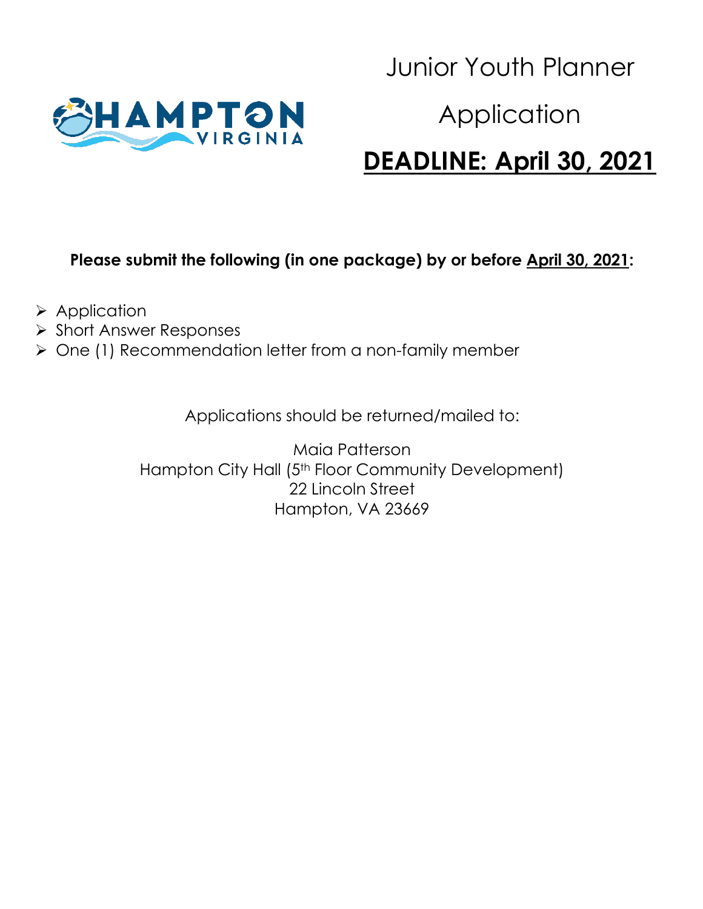# Junior Youth Planner Application

## DEADLINE: April 30, 2021

**Please submit the following (in one package) by or before April 30, 2021:**

- Application
- Short Answer Responses
- One (1) Recommendation letter from a non-family member

Applications should be returned/mailed to:

Maia Patterson
Hampton City Hall (5th Floor Community Development)
22 Lincoln Street
Hampton, VA 23669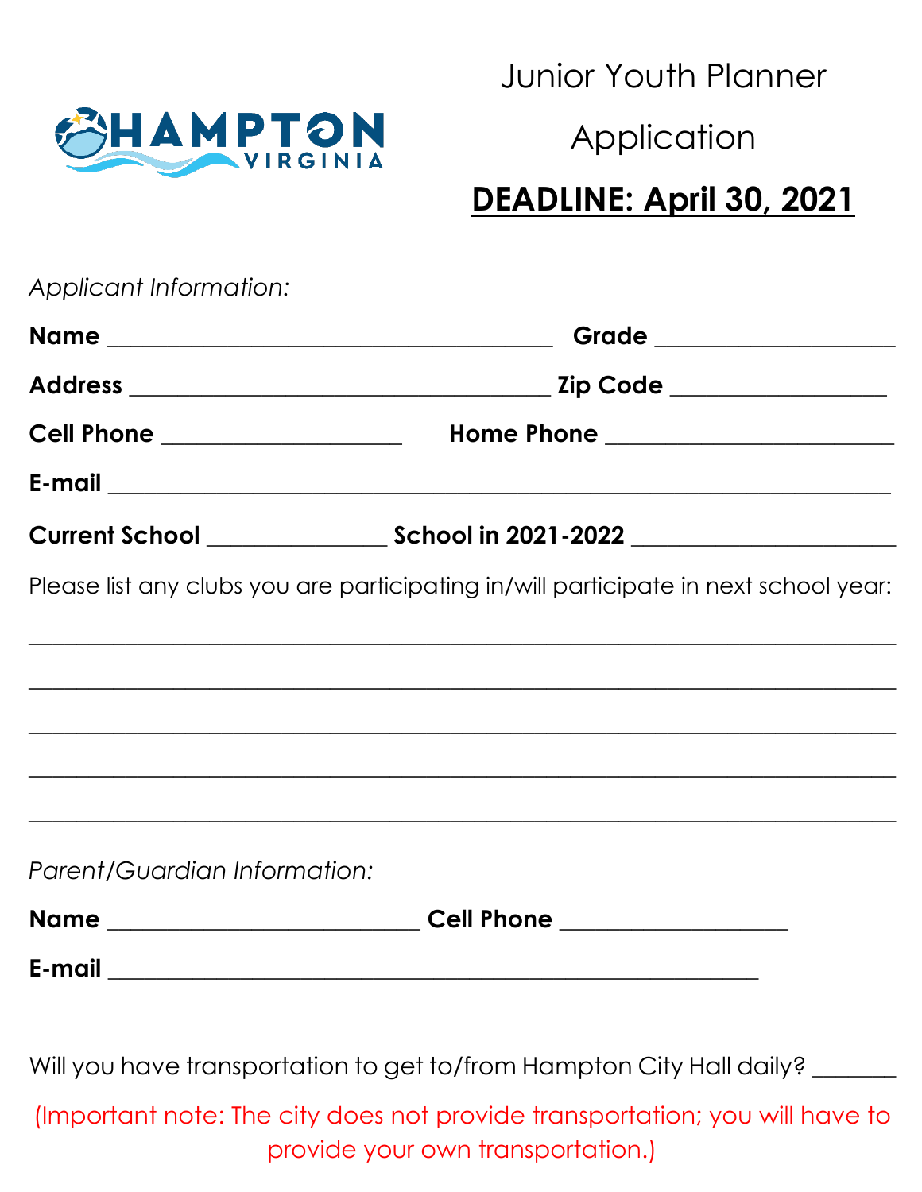HAMPTON VIRGINIA

# Junior Youth Planner Application

## **DEADLINE: April 30, 2021**

*Applicant Information:*

**Name** ______________________________________ **Grade** ____________________

**Address** ____________________________________ **Zip Code** __________________

**Cell Phone** ____________________ **Home Phone** ________________________

**E-mail** ________________________________________________________________

**Current School** _______________ **School in 2021-2022** ______________________

Please list any clubs you are participating in/will participate in next school year:

__________________________________________________________________________

__________________________________________________________________________

__________________________________________________________________________

__________________________________________________________________________

__________________________________________________________________________

*Parent/Guardian Information:*

**Name** __________________________ **Cell Phone** ___________________

**E-mail** _______________________________________________________

Will you have transportation to get to/from Hampton City Hall daily? _______

(Important note: The city does not provide transportation; you will have to provide your own transportation.)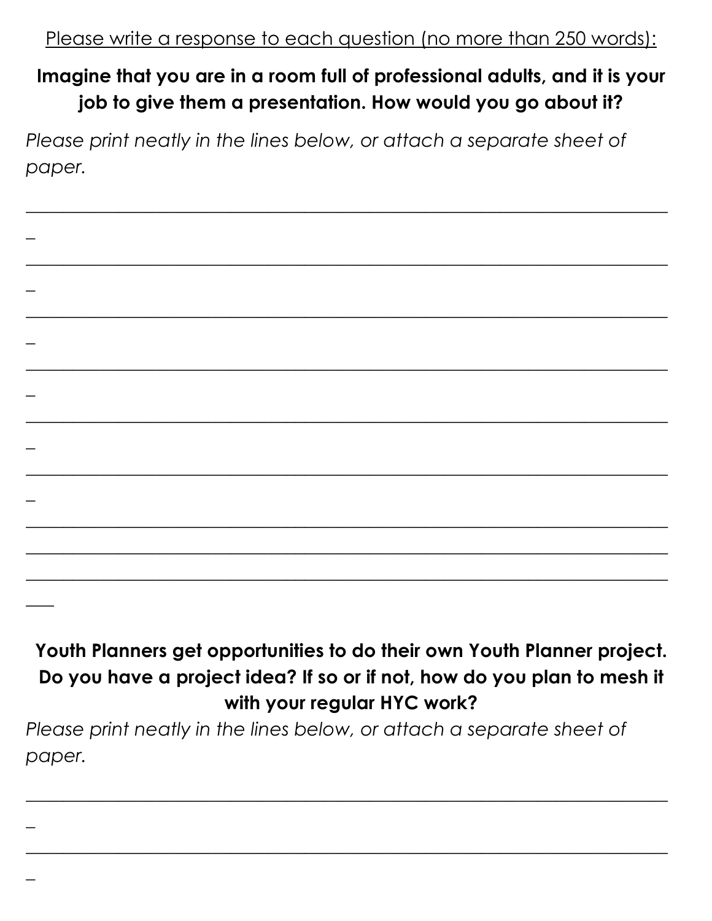Please write a response to each question (no more than 250 words):

**Imagine that you are in a room full of professional adults, and it is your job to give them a presentation. How would you go about it?**

*Please print neatly in the lines below, or attach a separate sheet of paper.*

**Youth Planners get opportunities to do their own Youth Planner project. Do you have a project idea? If so or if not, how do you plan to mesh it with your regular HYC work?**

*Please print neatly in the lines below, or attach a separate sheet of paper.*